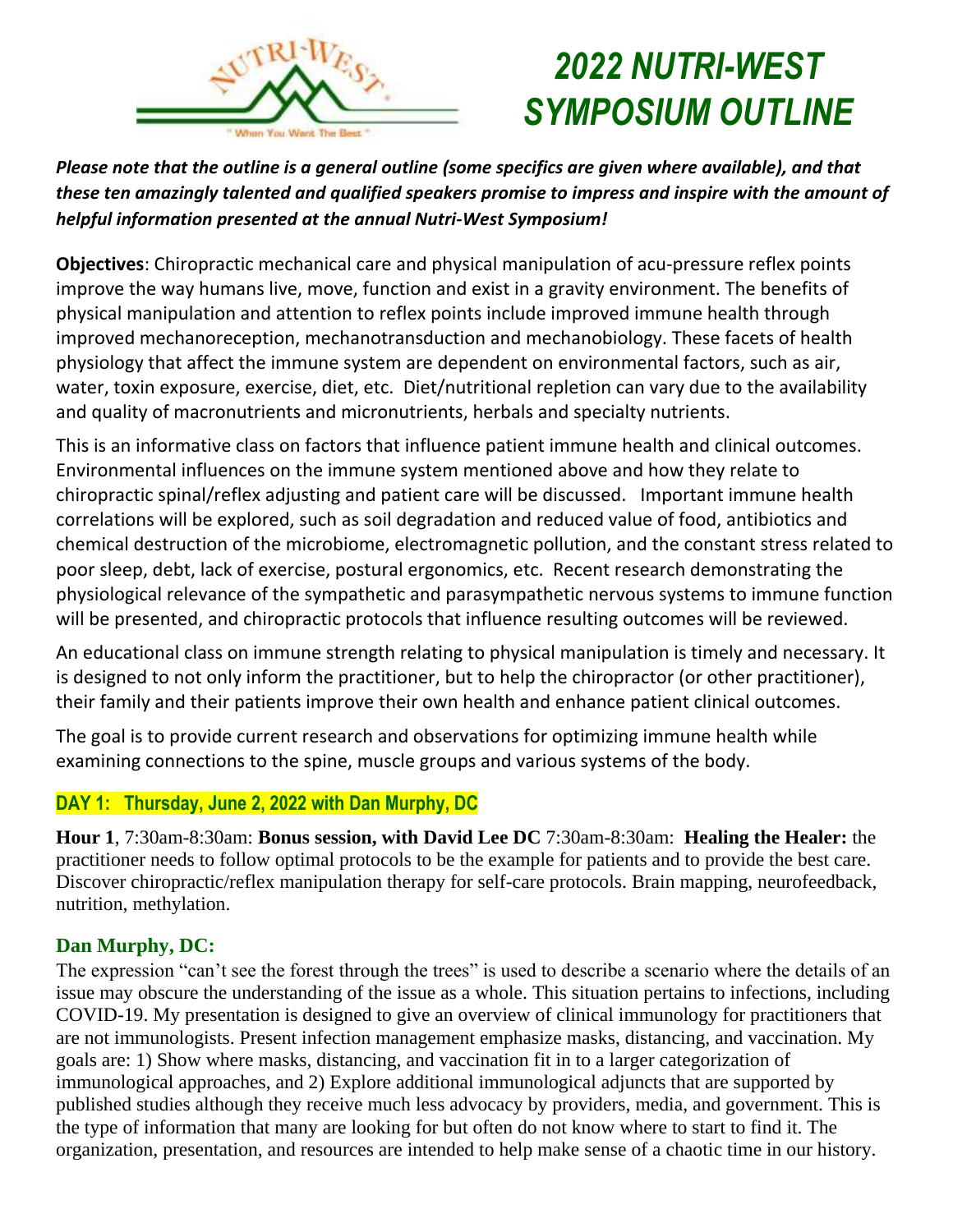# 2022 NUTRI-WEST SYMPOSIUM OUTLINE

***Please note that the outline is a general outline (some specifics are given where available), and that these ten amazingly talented and qualified speakers promise to impress and inspire with the amount of helpful information presented at the annual Nutri-West Symposium!***

**Objectives**: Chiropractic mechanical care and physical manipulation of acu-pressure reflex points improve the way humans live, move, function and exist in a gravity environment. The benefits of physical manipulation and attention to reflex points include improved immune health through improved mechanoreception, mechanotransduction and mechanobiology. These facets of health physiology that affect the immune system are dependent on environmental factors, such as air, water, toxin exposure, exercise, diet, etc. Diet/nutritional repletion can vary due to the availability and quality of macronutrients and micronutrients, herbals and specialty nutrients.

This is an informative class on factors that influence patient immune health and clinical outcomes. Environmental influences on the immune system mentioned above and how they relate to chiropractic spinal/reflex adjusting and patient care will be discussed. Important immune health correlations will be explored, such as soil degradation and reduced value of food, antibiotics and chemical destruction of the microbiome, electromagnetic pollution, and the constant stress related to poor sleep, debt, lack of exercise, postural ergonomics, etc. Recent research demonstrating the physiological relevance of the sympathetic and parasympathetic nervous systems to immune function will be presented, and chiropractic protocols that influence resulting outcomes will be reviewed.

An educational class on immune strength relating to physical manipulation is timely and necessary. It is designed to not only inform the practitioner, but to help the chiropractor (or other practitioner), their family and their patients improve their own health and enhance patient clinical outcomes.

The goal is to provide current research and observations for optimizing immune health while examining connections to the spine, muscle groups and various systems of the body.

## DAY 1: Thursday, June 2, 2022 with Dan Murphy, DC

**Hour 1**, 7:30am-8:30am: **Bonus session, with David Lee DC** 7:30am-8:30am: **Healing the Healer:** the practitioner needs to follow optimal protocols to be the example for patients and to provide the best care. Discover chiropractic/reflex manipulation therapy for self-care protocols. Brain mapping, neurofeedback, nutrition, methylation.

### Dan Murphy, DC:

The expression "can't see the forest through the trees" is used to describe a scenario where the details of an issue may obscure the understanding of the issue as a whole. This situation pertains to infections, including COVID-19. My presentation is designed to give an overview of clinical immunology for practitioners that are not immunologists. Present infection management emphasize masks, distancing, and vaccination. My goals are: 1) Show where masks, distancing, and vaccination fit in to a larger categorization of immunological approaches, and 2) Explore additional immunological adjuncts that are supported by published studies although they receive much less advocacy by providers, media, and government. This is the type of information that many are looking for but often do not know where to start to find it. The organization, presentation, and resources are intended to help make sense of a chaotic time in our history.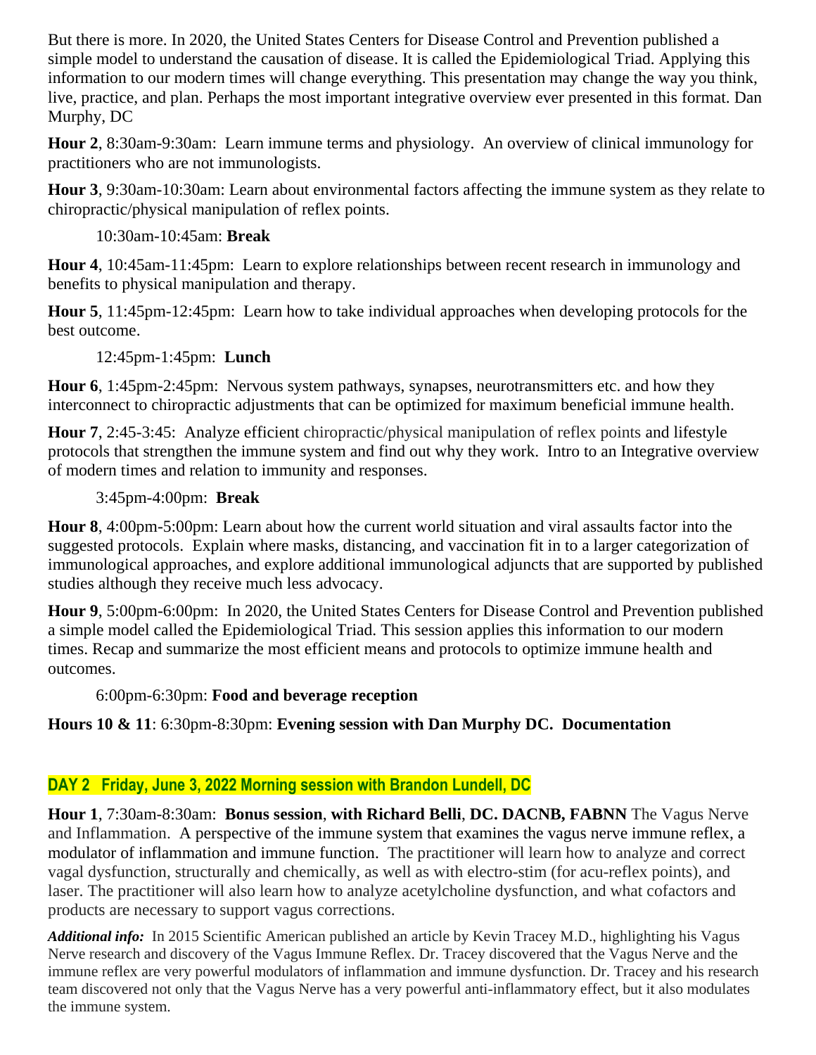But there is more. In 2020, the United States Centers for Disease Control and Prevention published a simple model to understand the causation of disease. It is called the Epidemiological Triad. Applying this information to our modern times will change everything. This presentation may change the way you think, live, practice, and plan. Perhaps the most important integrative overview ever presented in this format. Dan Murphy, DC

**Hour 2**, 8:30am-9:30am: Learn immune terms and physiology. An overview of clinical immunology for practitioners who are not immunologists.

**Hour 3**, 9:30am-10:30am: Learn about environmental factors affecting the immune system as they relate to chiropractic/physical manipulation of reflex points.

10:30am-10:45am: **Break**

**Hour 4**, 10:45am-11:45pm: Learn to explore relationships between recent research in immunology and benefits to physical manipulation and therapy.

**Hour 5**, 11:45pm-12:45pm: Learn how to take individual approaches when developing protocols for the best outcome.

12:45pm-1:45pm: **Lunch**

**Hour 6**, 1:45pm-2:45pm: Nervous system pathways, synapses, neurotransmitters etc. and how they interconnect to chiropractic adjustments that can be optimized for maximum beneficial immune health.

**Hour 7**, 2:45-3:45: Analyze efficient chiropractic/physical manipulation of reflex points and lifestyle protocols that strengthen the immune system and find out why they work. Intro to an Integrative overview of modern times and relation to immunity and responses.

3:45pm-4:00pm: **Break**

**Hour 8**, 4:00pm-5:00pm: Learn about how the current world situation and viral assaults factor into the suggested protocols. Explain where masks, distancing, and vaccination fit in to a larger categorization of immunological approaches, and explore additional immunological adjuncts that are supported by published studies although they receive much less advocacy.

**Hour 9**, 5:00pm-6:00pm: In 2020, the United States Centers for Disease Control and Prevention published a simple model called the Epidemiological Triad. This session applies this information to our modern times. Recap and summarize the most efficient means and protocols to optimize immune health and outcomes.

6:00pm-6:30pm: **Food and beverage reception**

**Hours 10 & 11**: 6:30pm-8:30pm: **Evening session with Dan Murphy DC. Documentation**

## DAY 2 Friday, June 3, 2022 Morning session with Brandon Lundell, DC

**Hour 1**, 7:30am-8:30am: **Bonus session**, **with Richard Belli**, **DC. DACNB, FABNN** The Vagus Nerve and Inflammation. A perspective of the immune system that examines the vagus nerve immune reflex, a modulator of inflammation and immune function. The practitioner will learn how to analyze and correct vagal dysfunction, structurally and chemically, as well as with electro-stim (for acu-reflex points), and laser. The practitioner will also learn how to analyze acetylcholine dysfunction, and what cofactors and products are necessary to support vagus corrections.

***Additional info:*** In 2015 Scientific American published an article by Kevin Tracey M.D., highlighting his Vagus Nerve research and discovery of the Vagus Immune Reflex. Dr. Tracey discovered that the Vagus Nerve and the immune reflex are very powerful modulators of inflammation and immune dysfunction. Dr. Tracey and his research team discovered not only that the Vagus Nerve has a very powerful anti-inflammatory effect, but it also modulates the immune system.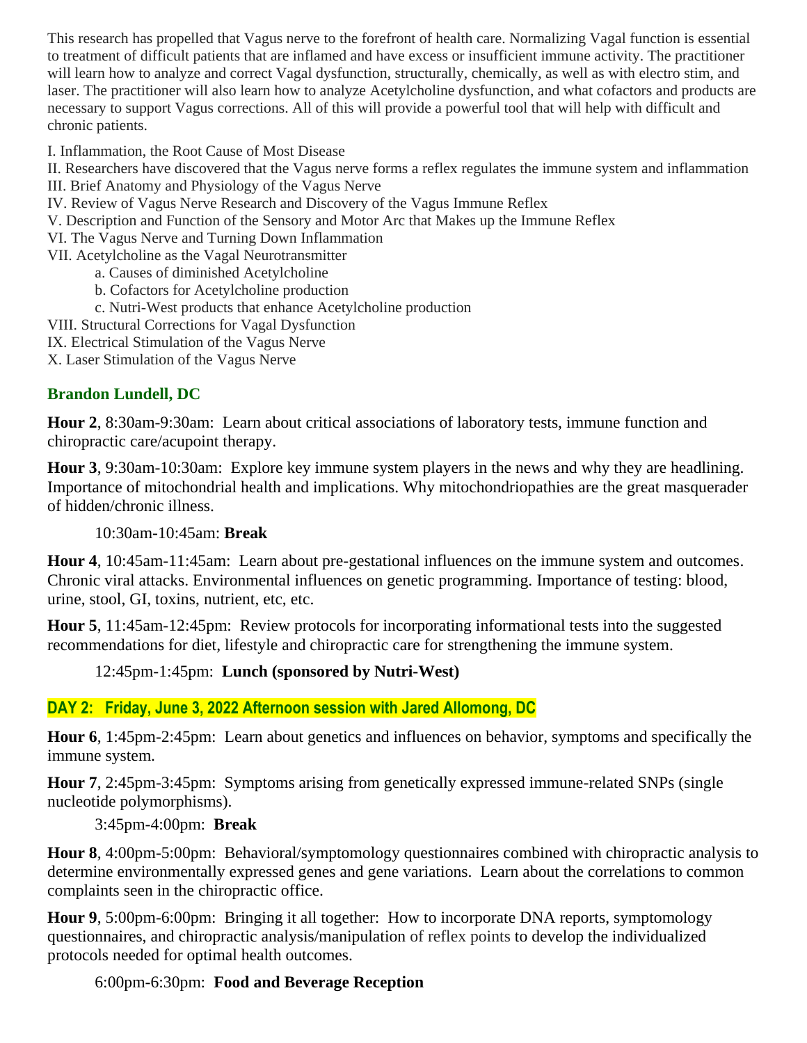This research has propelled that Vagus nerve to the forefront of health care. Normalizing Vagal function is essential to treatment of difficult patients that are inflamed and have excess or insufficient immune activity. The practitioner will learn how to analyze and correct Vagal dysfunction, structurally, chemically, as well as with electro stim, and laser. The practitioner will also learn how to analyze Acetylcholine dysfunction, and what cofactors and products are necessary to support Vagus corrections. All of this will provide a powerful tool that will help with difficult and chronic patients.

I. Inflammation, the Root Cause of Most Disease
II. Researchers have discovered that the Vagus nerve forms a reflex regulates the immune system and inflammation
III. Brief Anatomy and Physiology of the Vagus Nerve
IV. Review of Vagus Nerve Research and Discovery of the Vagus Immune Reflex
V. Description and Function of the Sensory and Motor Arc that Makes up the Immune Reflex
VI. The Vagus Nerve and Turning Down Inflammation
VII. Acetylcholine as the Vagal Neurotransmitter
- a. Causes of diminished Acetylcholine
- b. Cofactors for Acetylcholine production
- c. Nutri-West products that enhance Acetylcholine production

VIII. Structural Corrections for Vagal Dysfunction
IX. Electrical Stimulation of the Vagus Nerve
X. Laser Stimulation of the Vagus Nerve

### Brandon Lundell, DC

**Hour 2**, 8:30am-9:30am: Learn about critical associations of laboratory tests, immune function and chiropractic care/acupoint therapy.

**Hour 3**, 9:30am-10:30am: Explore key immune system players in the news and why they are headlining. Importance of mitochondrial health and implications. Why mitochondriopathies are the great masquerader of hidden/chronic illness.

10:30am-10:45am: **Break**

**Hour 4**, 10:45am-11:45am: Learn about pre-gestational influences on the immune system and outcomes. Chronic viral attacks. Environmental influences on genetic programming. Importance of testing: blood, urine, stool, GI, toxins, nutrient, etc, etc.

**Hour 5**, 11:45am-12:45pm: Review protocols for incorporating informational tests into the suggested recommendations for diet, lifestyle and chiropractic care for strengthening the immune system.

12:45pm-1:45pm: **Lunch (sponsored by Nutri-West)**

### DAY 2: Friday, June 3, 2022 Afternoon session with Jared Allomong, DC

**Hour 6**, 1:45pm-2:45pm: Learn about genetics and influences on behavior, symptoms and specifically the immune system.

**Hour 7**, 2:45pm-3:45pm: Symptoms arising from genetically expressed immune-related SNPs (single nucleotide polymorphisms).

3:45pm-4:00pm: **Break**

**Hour 8**, 4:00pm-5:00pm: Behavioral/symptomology questionnaires combined with chiropractic analysis to determine environmentally expressed genes and gene variations. Learn about the correlations to common complaints seen in the chiropractic office.

**Hour 9**, 5:00pm-6:00pm: Bringing it all together: How to incorporate DNA reports, symptomology questionnaires, and chiropractic analysis/manipulation of reflex points to develop the individualized protocols needed for optimal health outcomes.

6:00pm-6:30pm: **Food and Beverage Reception**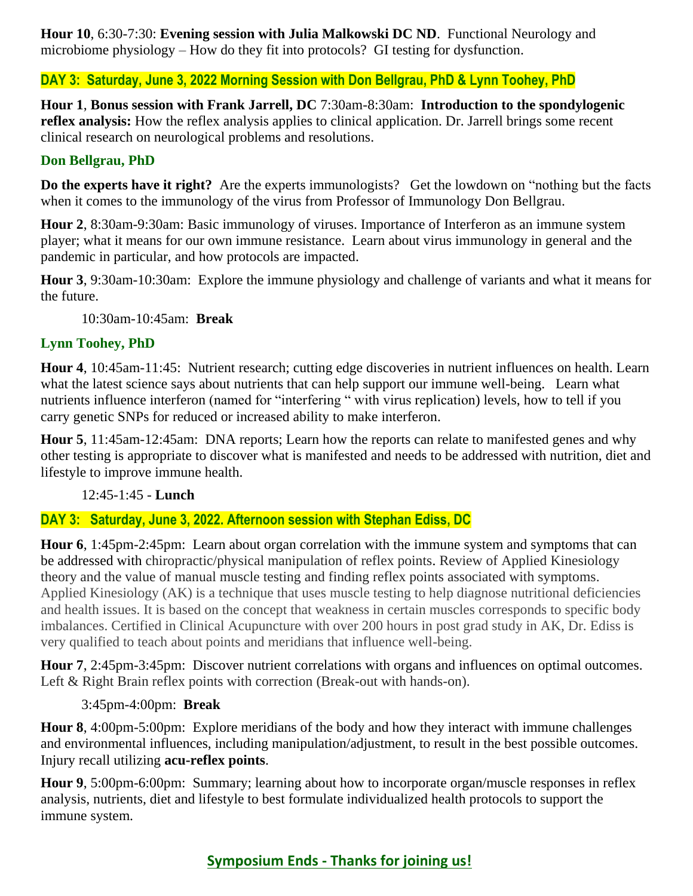**Hour 10**, 6:30-7:30: **Evening session with Julia Malkowski DC ND**. Functional Neurology and microbiome physiology – How do they fit into protocols? GI testing for dysfunction.

## DAY 3: Saturday, June 3, 2022 Morning Session with Don Bellgrau, PhD & Lynn Toohey, PhD

**Hour 1**, **Bonus session with Frank Jarrell, DC** 7:30am-8:30am: **Introduction to the spondylogenic reflex analysis:** How the reflex analysis applies to clinical application. Dr. Jarrell brings some recent clinical research on neurological problems and resolutions.

### Don Bellgrau, PhD

**Do the experts have it right?** Are the experts immunologists? Get the lowdown on "nothing but the facts when it comes to the immunology of the virus from Professor of Immunology Don Bellgrau.

**Hour 2**, 8:30am-9:30am: Basic immunology of viruses. Importance of Interferon as an immune system player; what it means for our own immune resistance. Learn about virus immunology in general and the pandemic in particular, and how protocols are impacted.

**Hour 3**, 9:30am-10:30am: Explore the immune physiology and challenge of variants and what it means for the future.

10:30am-10:45am: **Break**

### Lynn Toohey, PhD

**Hour 4**, 10:45am-11:45: Nutrient research; cutting edge discoveries in nutrient influences on health. Learn what the latest science says about nutrients that can help support our immune well-being. Learn what nutrients influence interferon (named for "interfering " with virus replication) levels, how to tell if you carry genetic SNPs for reduced or increased ability to make interferon.

**Hour 5**, 11:45am-12:45am: DNA reports; Learn how the reports can relate to manifested genes and why other testing is appropriate to discover what is manifested and needs to be addressed with nutrition, diet and lifestyle to improve immune health.

12:45-1:45 - **Lunch**

## DAY 3: Saturday, June 3, 2022. Afternoon session with Stephan Ediss, DC

**Hour 6**, 1:45pm-2:45pm: Learn about organ correlation with the immune system and symptoms that can be addressed with chiropractic/physical manipulation of reflex points. Review of Applied Kinesiology theory and the value of manual muscle testing and finding reflex points associated with symptoms. Applied Kinesiology (AK) is a technique that uses muscle testing to help diagnose nutritional deficiencies and health issues. It is based on the concept that weakness in certain muscles corresponds to specific body imbalances. Certified in Clinical Acupuncture with over 200 hours in post grad study in AK, Dr. Ediss is very qualified to teach about points and meridians that influence well-being.

**Hour 7**, 2:45pm-3:45pm: Discover nutrient correlations with organs and influences on optimal outcomes. Left & Right Brain reflex points with correction (Break-out with hands-on).

3:45pm-4:00pm: **Break**

**Hour 8**, 4:00pm-5:00pm: Explore meridians of the body and how they interact with immune challenges and environmental influences, including manipulation/adjustment, to result in the best possible outcomes. Injury recall utilizing **acu-reflex points**.

**Hour 9**, 5:00pm-6:00pm: Summary; learning about how to incorporate organ/muscle responses in reflex analysis, nutrients, diet and lifestyle to best formulate individualized health protocols to support the immune system.

**Symposium Ends - Thanks for joining us!**